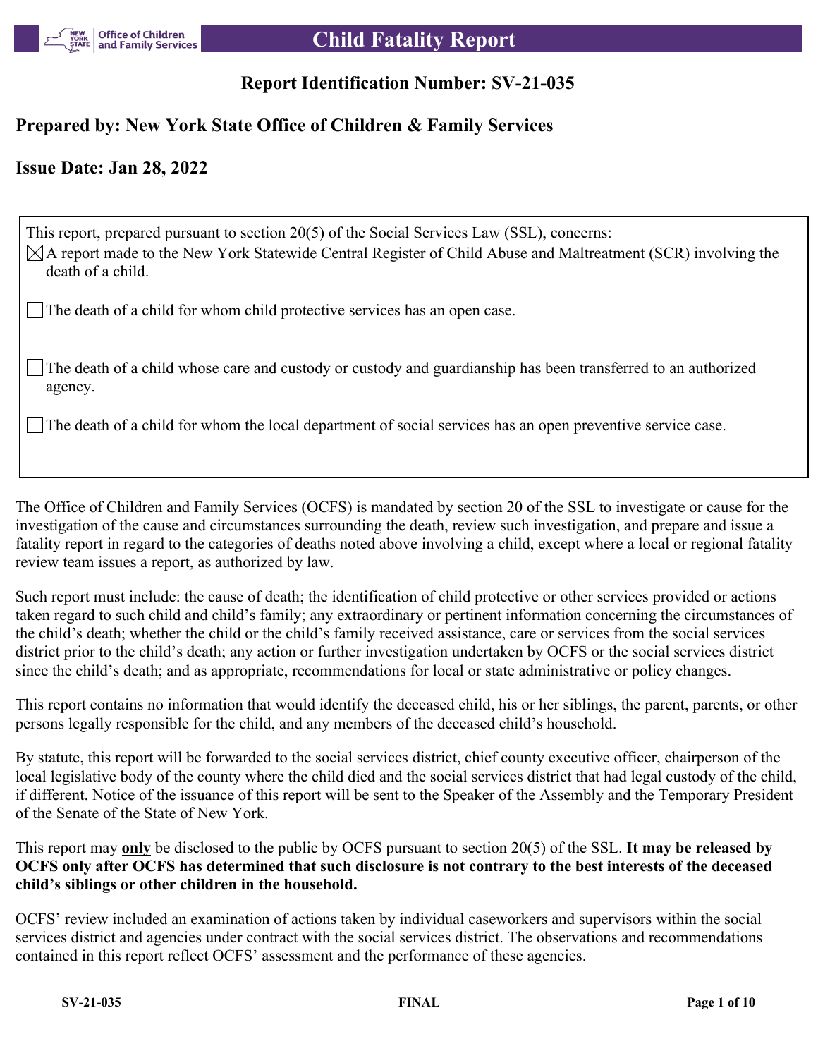# Child Fatality Report

## Report Identification Number: SV-21-035

## Prepared by: New York State Office of Children & Family Services

## Issue Date: Jan 28, 2022

This report, prepared pursuant to section 20(5) of the Social Services Law (SSL), concerns:

- [x] A report made to the New York Statewide Central Register of Child Abuse and Maltreatment (SCR) involving the death of a child.
- [ ] The death of a child for whom child protective services has an open case.
- [ ] The death of a child whose care and custody or custody and guardianship has been transferred to an authorized agency.
- [ ] The death of a child for whom the local department of social services has an open preventive service case.

The Office of Children and Family Services (OCFS) is mandated by section 20 of the SSL to investigate or cause for the investigation of the cause and circumstances surrounding the death, review such investigation, and prepare and issue a fatality report in regard to the categories of deaths noted above involving a child, except where a local or regional fatality review team issues a report, as authorized by law.

Such report must include: the cause of death; the identification of child protective or other services provided or actions taken regard to such child and child's family; any extraordinary or pertinent information concerning the circumstances of the child's death; whether the child or the child's family received assistance, care or services from the social services district prior to the child's death; any action or further investigation undertaken by OCFS or the social services district since the child's death; and as appropriate, recommendations for local or state administrative or policy changes.

This report contains no information that would identify the deceased child, his or her siblings, the parent, parents, or other persons legally responsible for the child, and any members of the deceased child's household.

By statute, this report will be forwarded to the social services district, chief county executive officer, chairperson of the local legislative body of the county where the child died and the social services district that had legal custody of the child, if different. Notice of the issuance of this report will be sent to the Speaker of the Assembly and the Temporary President of the Senate of the State of New York.

This report may **only** be disclosed to the public by OCFS pursuant to section 20(5) of the SSL. **It may be released by OCFS only after OCFS has determined that such disclosure is not contrary to the best interests of the deceased child's siblings or other children in the household.**

OCFS' review included an examination of actions taken by individual caseworkers and supervisors within the social services district and agencies under contract with the social services district. The observations and recommendations contained in this report reflect OCFS' assessment and the performance of these agencies.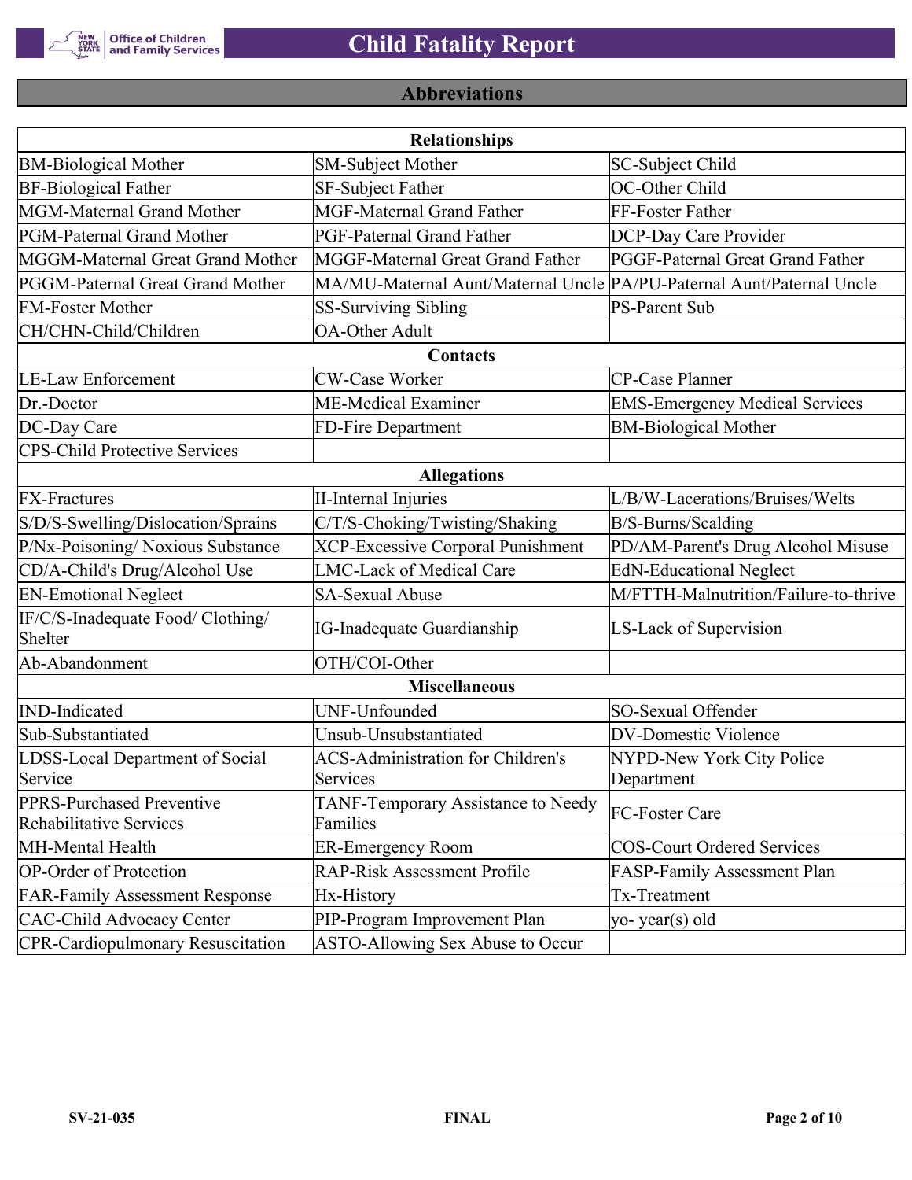## Abbreviations

| Relationships | | |
|---|---|---|
| BM-Biological Mother | SM-Subject Mother | SC-Subject Child |
| BF-Biological Father | SF-Subject Father | OC-Other Child |
| MGM-Maternal Grand Mother | MGF-Maternal Grand Father | FF-Foster Father |
| PGM-Paternal Grand Mother | PGF-Paternal Grand Father | DCP-Day Care Provider |
| MGGM-Maternal Great Grand Mother | MGGF-Maternal Great Grand Father | PGGF-Paternal Great Grand Father |
| PGGM-Paternal Great Grand Mother | MA/MU-Maternal Aunt/Maternal Uncle | PA/PU-Paternal Aunt/Paternal Uncle |
| FM-Foster Mother | SS-Surviving Sibling | PS-Parent Sub |
| CH/CHN-Child/Children | OA-Other Adult | |
| **Contacts** | | |
| LE-Law Enforcement | CW-Case Worker | CP-Case Planner |
| Dr.-Doctor | ME-Medical Examiner | EMS-Emergency Medical Services |
| DC-Day Care | FD-Fire Department | BM-Biological Mother |
| CPS-Child Protective Services | | |
| **Allegations** | | |
| FX-Fractures | II-Internal Injuries | L/B/W-Lacerations/Bruises/Welts |
| S/D/S-Swelling/Dislocation/Sprains | C/T/S-Choking/Twisting/Shaking | B/S-Burns/Scalding |
| P/Nx-Poisoning/ Noxious Substance | XCP-Excessive Corporal Punishment | PD/AM-Parent's Drug Alcohol Misuse |
| CD/A-Child's Drug/Alcohol Use | LMC-Lack of Medical Care | EdN-Educational Neglect |
| EN-Emotional Neglect | SA-Sexual Abuse | M/FTTH-Malnutrition/Failure-to-thrive |
| IF/C/S-Inadequate Food/ Clothing/ Shelter | IG-Inadequate Guardianship | LS-Lack of Supervision |
| Ab-Abandonment | OTH/COI-Other | |
| **Miscellaneous** | | |
| IND-Indicated | UNF-Unfounded | SO-Sexual Offender |
| Sub-Substantiated | Unsub-Unsubstantiated | DV-Domestic Violence |
| LDSS-Local Department of Social Service | ACS-Administration for Children's Services | NYPD-New York City Police Department |
| PPRS-Purchased Preventive Rehabilitative Services | TANF-Temporary Assistance to Needy Families | FC-Foster Care |
| MH-Mental Health | ER-Emergency Room | COS-Court Ordered Services |
| OP-Order of Protection | RAP-Risk Assessment Profile | FASP-Family Assessment Plan |
| FAR-Family Assessment Response | Hx-History | Tx-Treatment |
| CAC-Child Advocacy Center | PIP-Program Improvement Plan | yo- year(s) old |
| CPR-Cardiopulmonary Resuscitation | ASTO-Allowing Sex Abuse to Occur | |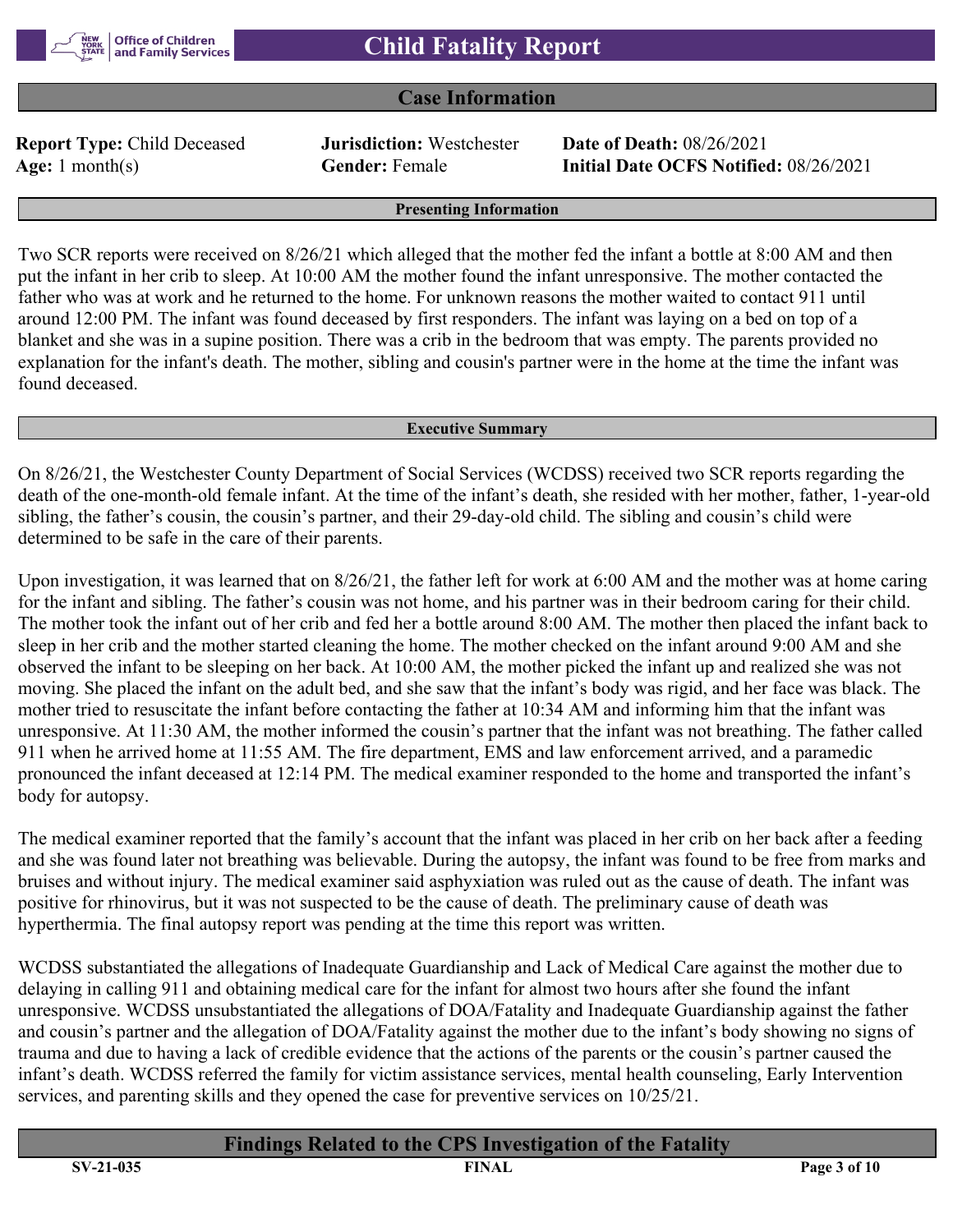## Case Information

**Report Type:** Child Deceased
**Jurisdiction:** Westchester
**Date of Death:** 08/26/2021
**Age:** 1 month(s)
**Gender:** Female
**Initial Date OCFS Notified:** 08/26/2021

### Presenting Information

Two SCR reports were received on 8/26/21 which alleged that the mother fed the infant a bottle at 8:00 AM and then put the infant in her crib to sleep. At 10:00 AM the mother found the infant unresponsive. The mother contacted the father who was at work and he returned to the home. For unknown reasons the mother waited to contact 911 until around 12:00 PM. The infant was found deceased by first responders. The infant was laying on a bed on top of a blanket and she was in a supine position. There was a crib in the bedroom that was empty. The parents provided no explanation for the infant's death. The mother, sibling and cousin's partner were in the home at the time the infant was found deceased.

### Executive Summary

On 8/26/21, the Westchester County Department of Social Services (WCDSS) received two SCR reports regarding the death of the one-month-old female infant. At the time of the infant's death, she resided with her mother, father, 1-year-old sibling, the father's cousin, the cousin's partner, and their 29-day-old child. The sibling and cousin's child were determined to be safe in the care of their parents.

Upon investigation, it was learned that on 8/26/21, the father left for work at 6:00 AM and the mother was at home caring for the infant and sibling. The father's cousin was not home, and his partner was in their bedroom caring for their child. The mother took the infant out of her crib and fed her a bottle around 8:00 AM. The mother then placed the infant back to sleep in her crib and the mother started cleaning the home. The mother checked on the infant around 9:00 AM and she observed the infant to be sleeping on her back. At 10:00 AM, the mother picked the infant up and realized she was not moving. She placed the infant on the adult bed, and she saw that the infant's body was rigid, and her face was black. The mother tried to resuscitate the infant before contacting the father at 10:34 AM and informing him that the infant was unresponsive. At 11:30 AM, the mother informed the cousin's partner that the infant was not breathing. The father called 911 when he arrived home at 11:55 AM. The fire department, EMS and law enforcement arrived, and a paramedic pronounced the infant deceased at 12:14 PM. The medical examiner responded to the home and transported the infant's body for autopsy.

The medical examiner reported that the family's account that the infant was placed in her crib on her back after a feeding and she was found later not breathing was believable. During the autopsy, the infant was found to be free from marks and bruises and without injury. The medical examiner said asphyxiation was ruled out as the cause of death. The infant was positive for rhinovirus, but it was not suspected to be the cause of death. The preliminary cause of death was hyperthermia. The final autopsy report was pending at the time this report was written.

WCDSS substantiated the allegations of Inadequate Guardianship and Lack of Medical Care against the mother due to delaying in calling 911 and obtaining medical care for the infant for almost two hours after she found the infant unresponsive. WCDSS unsubstantiated the allegations of DOA/Fatality and Inadequate Guardianship against the father and cousin's partner and the allegation of DOA/Fatality against the mother due to the infant's body showing no signs of trauma and due to having a lack of credible evidence that the actions of the parents or the cousin's partner caused the infant's death. WCDSS referred the family for victim assistance services, mental health counseling, Early Intervention services, and parenting skills and they opened the case for preventive services on 10/25/21.

## Findings Related to the CPS Investigation of the Fatality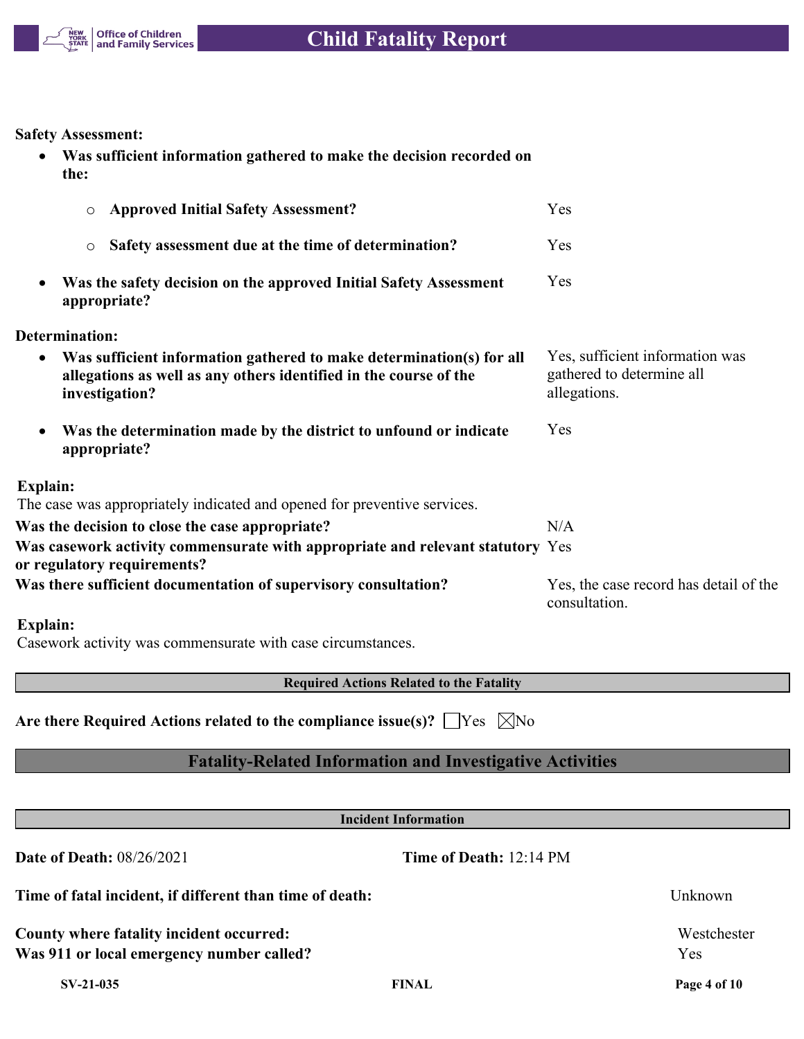**Safety Assessment:**

- **Was sufficient information gathered to make the decision recorded on the:**
  - **Approved Initial Safety Assessment?** Yes
  - **Safety assessment due at the time of determination?** Yes
- **Was the safety decision on the approved Initial Safety Assessment appropriate?** Yes

**Determination:**

- **Was sufficient information gathered to make determination(s) for all allegations as well as any others identified in the course of the investigation?** Yes, sufficient information was gathered to determine all allegations.
- **Was the determination made by the district to unfound or indicate appropriate?** Yes

**Explain:**
The case was appropriately indicated and opened for preventive services.

**Was the decision to close the case appropriate?** N/A

**Was casework activity commensurate with appropriate and relevant statutory or regulatory requirements?** Yes

**Was there sufficient documentation of supervisory consultation?** Yes, the case record has detail of the consultation.

**Explain:**
Casework activity was commensurate with case circumstances.

### Required Actions Related to the Fatality

**Are there Required Actions related to the compliance issue(s)?** ☐ Yes ☒ No

## Fatality-Related Information and Investigative Activities

### Incident Information

**Date of Death:** 08/26/2021 **Time of Death:** 12:14 PM

**Time of fatal incident, if different than time of death:** Unknown

**County where fatality incident occurred:** Westchester

**Was 911 or local emergency number called?** Yes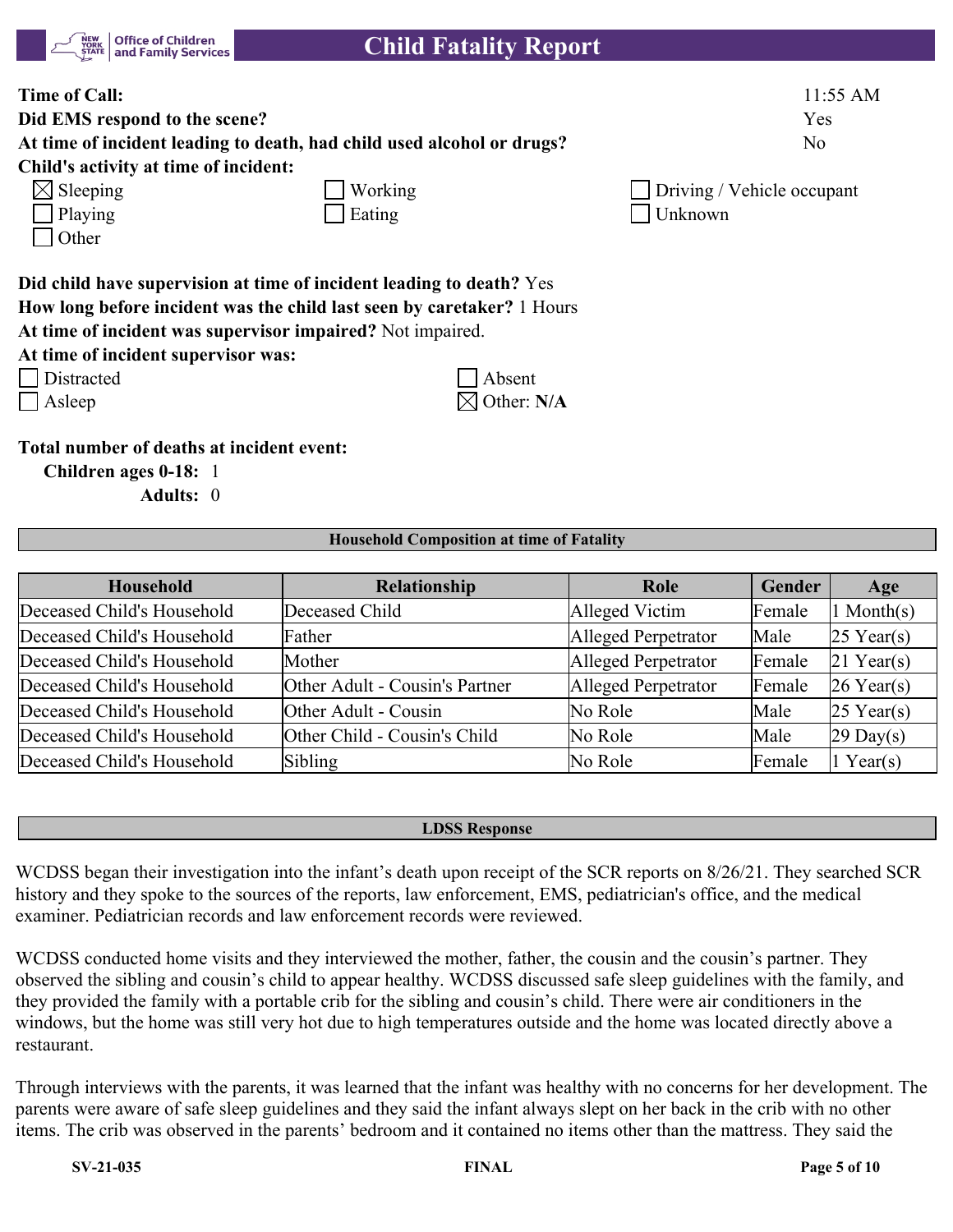**Time of Call:** 11:55 AM

**Did EMS respond to the scene?** Yes

**At time of incident leading to death, had child used alcohol or drugs?** No

**Child's activity at time of incident:**

- [x] Sleeping
- [ ] Working
- [ ] Driving / Vehicle occupant
- [ ] Playing
- [ ] Eating
- [ ] Unknown
- [ ] Other

**Did child have supervision at time of incident leading to death?** Yes

**How long before incident was the child last seen by caretaker?** 1 Hours

**At time of incident was supervisor impaired?** Not impaired.

**At time of incident supervisor was:**

- [ ] Distracted
- [ ] Absent
- [ ] Asleep
- [x] Other: **N/A**

**Total number of deaths at incident event:**

**Children ages 0-18:** 1

**Adults:** 0

## Household Composition at time of Fatality

| Household | Relationship | Role | Gender | Age |
|---|---|---|---|---|
| Deceased Child's Household | Deceased Child | Alleged Victim | Female | 1 Month(s) |
| Deceased Child's Household | Father | Alleged Perpetrator | Male | 25 Year(s) |
| Deceased Child's Household | Mother | Alleged Perpetrator | Female | 21 Year(s) |
| Deceased Child's Household | Other Adult - Cousin's Partner | Alleged Perpetrator | Female | 26 Year(s) |
| Deceased Child's Household | Other Adult - Cousin | No Role | Male | 25 Year(s) |
| Deceased Child's Household | Other Child - Cousin's Child | No Role | Male | 29 Day(s) |
| Deceased Child's Household | Sibling | No Role | Female | 1 Year(s) |

## LDSS Response

WCDSS began their investigation into the infant's death upon receipt of the SCR reports on 8/26/21. They searched SCR history and they spoke to the sources of the reports, law enforcement, EMS, pediatrician's office, and the medical examiner. Pediatrician records and law enforcement records were reviewed.

WCDSS conducted home visits and they interviewed the mother, father, the cousin and the cousin's partner. They observed the sibling and cousin's child to appear healthy. WCDSS discussed safe sleep guidelines with the family, and they provided the family with a portable crib for the sibling and cousin's child. There were air conditioners in the windows, but the home was still very hot due to high temperatures outside and the home was located directly above a restaurant.

Through interviews with the parents, it was learned that the infant was healthy with no concerns for her development. The parents were aware of safe sleep guidelines and they said the infant always slept on her back in the crib with no other items. The crib was observed in the parents' bedroom and it contained no items other than the mattress. They said the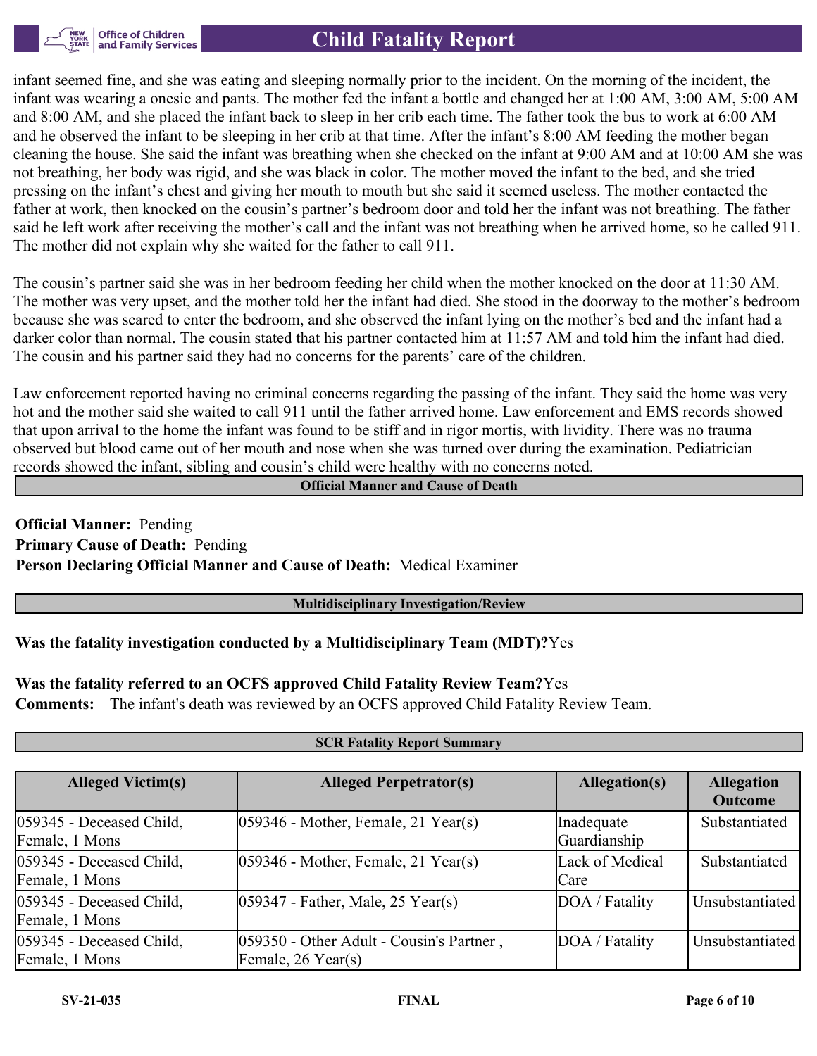infant seemed fine, and she was eating and sleeping normally prior to the incident. On the morning of the incident, the infant was wearing a onesie and pants. The mother fed the infant a bottle and changed her at 1:00 AM, 3:00 AM, 5:00 AM and 8:00 AM, and she placed the infant back to sleep in her crib each time. The father took the bus to work at 6:00 AM and he observed the infant to be sleeping in her crib at that time. After the infant's 8:00 AM feeding the mother began cleaning the house. She said the infant was breathing when she checked on the infant at 9:00 AM and at 10:00 AM she was not breathing, her body was rigid, and she was black in color. The mother moved the infant to the bed, and she tried pressing on the infant's chest and giving her mouth to mouth but she said it seemed useless. The mother contacted the father at work, then knocked on the cousin's partner's bedroom door and told her the infant was not breathing. The father said he left work after receiving the mother's call and the infant was not breathing when he arrived home, so he called 911. The mother did not explain why she waited for the father to call 911.

The cousin's partner said she was in her bedroom feeding her child when the mother knocked on the door at 11:30 AM. The mother was very upset, and the mother told her the infant had died. She stood in the doorway to the mother's bedroom because she was scared to enter the bedroom, and she observed the infant lying on the mother's bed and the infant had a darker color than normal. The cousin stated that his partner contacted him at 11:57 AM and told him the infant had died. The cousin and his partner said they had no concerns for the parents' care of the children.

Law enforcement reported having no criminal concerns regarding the passing of the infant. They said the home was very hot and the mother said she waited to call 911 until the father arrived home. Law enforcement and EMS records showed that upon arrival to the home the infant was found to be stiff and in rigor mortis, with lividity. There was no trauma observed but blood came out of her mouth and nose when she was turned over during the examination. Pediatrician records showed the infant, sibling and cousin's child were healthy with no concerns noted.

## Official Manner and Cause of Death

**Official Manner:** Pending
**Primary Cause of Death:** Pending
**Person Declaring Official Manner and Cause of Death:** Medical Examiner

## Multidisciplinary Investigation/Review

**Was the fatality investigation conducted by a Multidisciplinary Team (MDT)?** Yes

**Was the fatality referred to an OCFS approved Child Fatality Review Team?** Yes
**Comments:** The infant's death was reviewed by an OCFS approved Child Fatality Review Team.

## SCR Fatality Report Summary

| Alleged Victim(s) | Alleged Perpetrator(s) | Allegation(s) | Allegation Outcome |
|---|---|---|---|
| 059345 - Deceased Child, Female, 1 Mons | 059346 - Mother, Female, 21 Year(s) | Inadequate Guardianship | Substantiated |
| 059345 - Deceased Child, Female, 1 Mons | 059346 - Mother, Female, 21 Year(s) | Lack of Medical Care | Substantiated |
| 059345 - Deceased Child, Female, 1 Mons | 059347 - Father, Male, 25 Year(s) | DOA / Fatality | Unsubstantiated |
| 059345 - Deceased Child, Female, 1 Mons | 059350 - Other Adult - Cousin's Partner , Female, 26 Year(s) | DOA / Fatality | Unsubstantiated |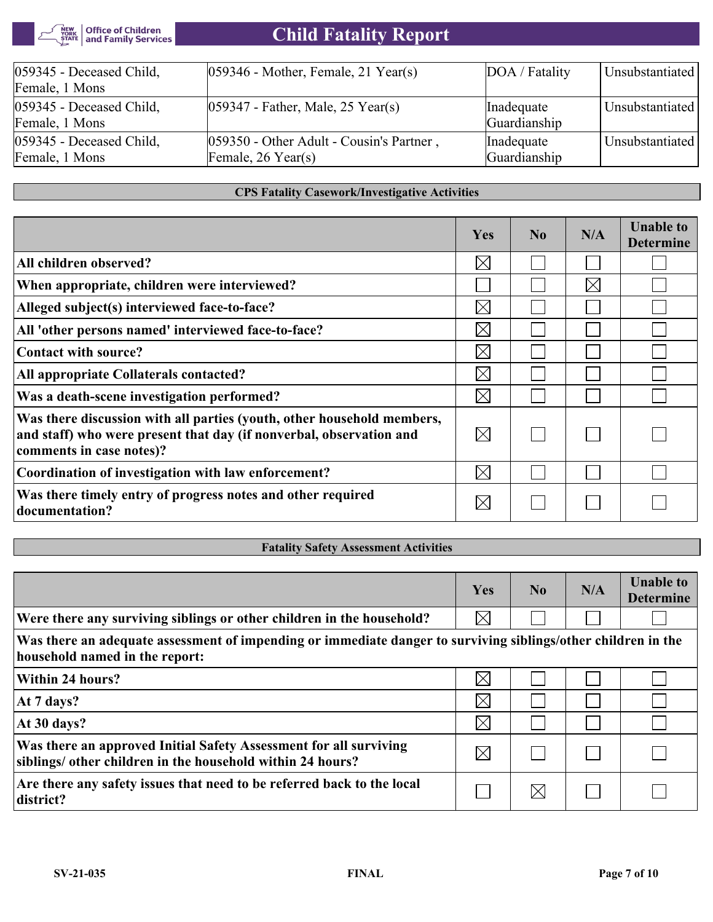| | | | |
|---|---|---|---|
| 059345 - Deceased Child, Female, 1 Mons | 059346 - Mother, Female, 21 Year(s) | DOA / Fatality | Unsubstantiated |
| 059345 - Deceased Child, Female, 1 Mons | 059347 - Father, Male, 25 Year(s) | Inadequate Guardianship | Unsubstantiated |
| 059345 - Deceased Child, Female, 1 Mons | 059350 - Other Adult - Cousin's Partner , Female, 26 Year(s) | Inadequate Guardianship | Unsubstantiated |

### CPS Fatality Casework/Investigative Activities

| | Yes | No | N/A | Unable to Determine |
|---|---|---|---|---|
| All children observed? | ☒ | ☐ | ☐ | ☐ |
| When appropriate, children were interviewed? | ☐ | ☐ | ☒ | ☐ |
| Alleged subject(s) interviewed face-to-face? | ☒ | ☐ | ☐ | ☐ |
| All 'other persons named' interviewed face-to-face? | ☒ | ☐ | ☐ | ☐ |
| Contact with source? | ☒ | ☐ | ☐ | ☐ |
| All appropriate Collaterals contacted? | ☒ | ☐ | ☐ | ☐ |
| Was a death-scene investigation performed? | ☒ | ☐ | ☐ | ☐ |
| Was there discussion with all parties (youth, other household members, and staff) who were present that day (if nonverbal, observation and comments in case notes)? | ☒ | ☐ | ☐ | ☐ |
| Coordination of investigation with law enforcement? | ☒ | ☐ | ☐ | ☐ |
| Was there timely entry of progress notes and other required documentation? | ☒ | ☐ | ☐ | ☐ |

### Fatality Safety Assessment Activities

| | Yes | No | N/A | Unable to Determine |
|---|---|---|---|---|
| Were there any surviving siblings or other children in the household? | ☒ | ☐ | ☐ | ☐ |
| **Was there an adequate assessment of impending or immediate danger to surviving siblings/other children in the household named in the report:** | | | | |
| Within 24 hours? | ☒ | ☐ | ☐ | ☐ |
| At 7 days? | ☒ | ☐ | ☐ | ☐ |
| At 30 days? | ☒ | ☐ | ☐ | ☐ |
| Was there an approved Initial Safety Assessment for all surviving siblings/ other children in the household within 24 hours? | ☒ | ☐ | ☐ | ☐ |
| Are there any safety issues that need to be referred back to the local district? | ☐ | ☒ | ☐ | ☐ |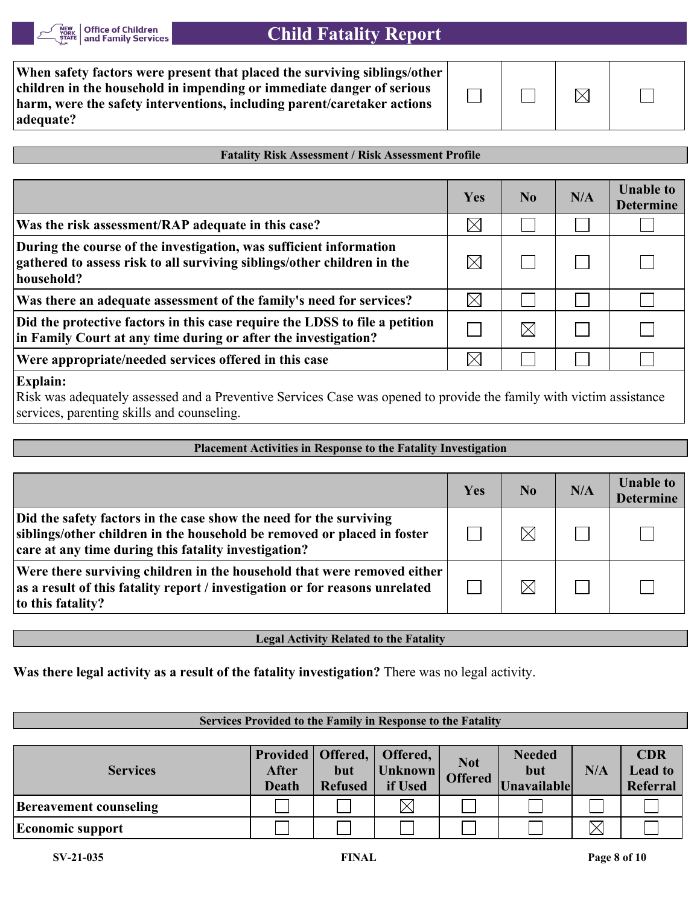| | | | | |
|---|---|---|---|---|
| **When safety factors were present that placed the surviving siblings/other children in the household in impending or immediate danger of serious harm, were the safety interventions, including parent/caretaker actions adequate?** | ☐ | ☐ | ☒ | ☐ |

**Fatality Risk Assessment / Risk Assessment Profile**

| | Yes | No | N/A | Unable to Determine |
|---|---|---|---|---|
| **Was the risk assessment/RAP adequate in this case?** | ☒ | ☐ | ☐ | ☐ |
| **During the course of the investigation, was sufficient information gathered to assess risk to all surviving siblings/other children in the household?** | ☒ | ☐ | ☐ | ☐ |
| **Was there an adequate assessment of the family's need for services?** | ☒ | ☐ | ☐ | ☐ |
| **Did the protective factors in this case require the LDSS to file a petition in Family Court at any time during or after the investigation?** | ☐ | ☒ | ☐ | ☐ |
| **Were appropriate/needed services offered in this case** | ☒ | ☐ | ☐ | ☐ |

**Explain:**
Risk was adequately assessed and a Preventive Services Case was opened to provide the family with victim assistance services, parenting skills and counseling.

**Placement Activities in Response to the Fatality Investigation**

| | Yes | No | N/A | Unable to Determine |
|---|---|---|---|---|
| **Did the safety factors in the case show the need for the surviving siblings/other children in the household be removed or placed in foster care at any time during this fatality investigation?** | ☐ | ☒ | ☐ | ☐ |
| **Were there surviving children in the household that were removed either as a result of this fatality report / investigation or for reasons unrelated to this fatality?** | ☐ | ☒ | ☐ | ☐ |

**Legal Activity Related to the Fatality**

**Was there legal activity as a result of the fatality investigation?** There was no legal activity.

**Services Provided to the Family in Response to the Fatality**

| Services | Provided After Death | Offered, but Refused | Offered, Unknown if Used | Not Offered | Needed but Unavailable | N/A | CDR Lead to Referral |
|---|---|---|---|---|---|---|---|
| **Bereavement counseling** | ☐ | ☐ | ☒ | ☐ | ☐ | ☐ | ☐ |
| **Economic support** | ☐ | ☐ | ☐ | ☐ | ☐ | ☒ | ☐ |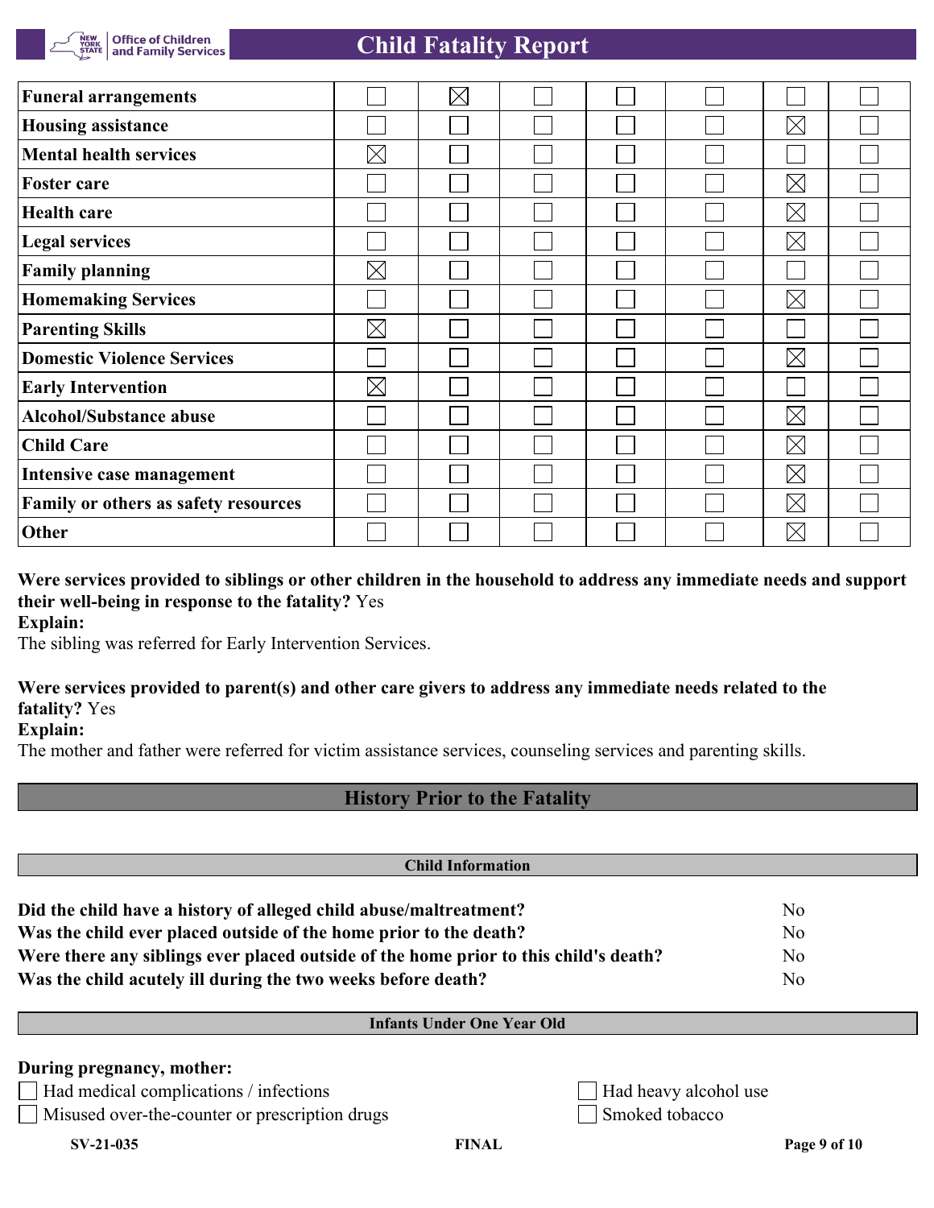| | | | | | | | |
|---|---|---|---|---|---|---|---|
| **Funeral arrangements** | ☐ | ☒ | ☐ | ☐ | ☐ | ☐ | ☐ |
| **Housing assistance** | ☐ | ☐ | ☐ | ☐ | ☐ | ☒ | ☐ |
| **Mental health services** | ☒ | ☐ | ☐ | ☐ | ☐ | ☐ | ☐ |
| **Foster care** | ☐ | ☐ | ☐ | ☐ | ☐ | ☒ | ☐ |
| **Health care** | ☐ | ☐ | ☐ | ☐ | ☐ | ☒ | ☐ |
| **Legal services** | ☐ | ☐ | ☐ | ☐ | ☐ | ☒ | ☐ |
| **Family planning** | ☒ | ☐ | ☐ | ☐ | ☐ | ☐ | ☐ |
| **Homemaking Services** | ☐ | ☐ | ☐ | ☐ | ☐ | ☒ | ☐ |
| **Parenting Skills** | ☒ | ☐ | ☐ | ☐ | ☐ | ☐ | ☐ |
| **Domestic Violence Services** | ☐ | ☐ | ☐ | ☐ | ☐ | ☒ | ☐ |
| **Early Intervention** | ☒ | ☐ | ☐ | ☐ | ☐ | ☐ | ☐ |
| **Alcohol/Substance abuse** | ☐ | ☐ | ☐ | ☐ | ☐ | ☒ | ☐ |
| **Child Care** | ☐ | ☐ | ☐ | ☐ | ☐ | ☒ | ☐ |
| **Intensive case management** | ☐ | ☐ | ☐ | ☐ | ☐ | ☒ | ☐ |
| **Family or others as safety resources** | ☐ | ☐ | ☐ | ☐ | ☐ | ☒ | ☐ |
| **Other** | ☐ | ☐ | ☐ | ☐ | ☐ | ☒ | ☐ |

**Were services provided to siblings or other children in the household to address any immediate needs and support their well-being in response to the fatality?** Yes

**Explain:**

The sibling was referred for Early Intervention Services.

**Were services provided to parent(s) and other care givers to address any immediate needs related to the fatality?** Yes

**Explain:**

The mother and father were referred for victim assistance services, counseling services and parenting skills.

## History Prior to the Fatality

### Child Information

| | |
|---|---|
| **Did the child have a history of alleged child abuse/maltreatment?** | No |
| **Was the child ever placed outside of the home prior to the death?** | No |
| **Were there any siblings ever placed outside of the home prior to this child's death?** | No |
| **Was the child acutely ill during the two weeks before death?** | No |

### Infants Under One Year Old

**During pregnancy, mother:**

☐ Had medical complications / infections

☐ Misused over-the-counter or prescription drugs

☐ Had heavy alcohol use

☐ Smoked tobacco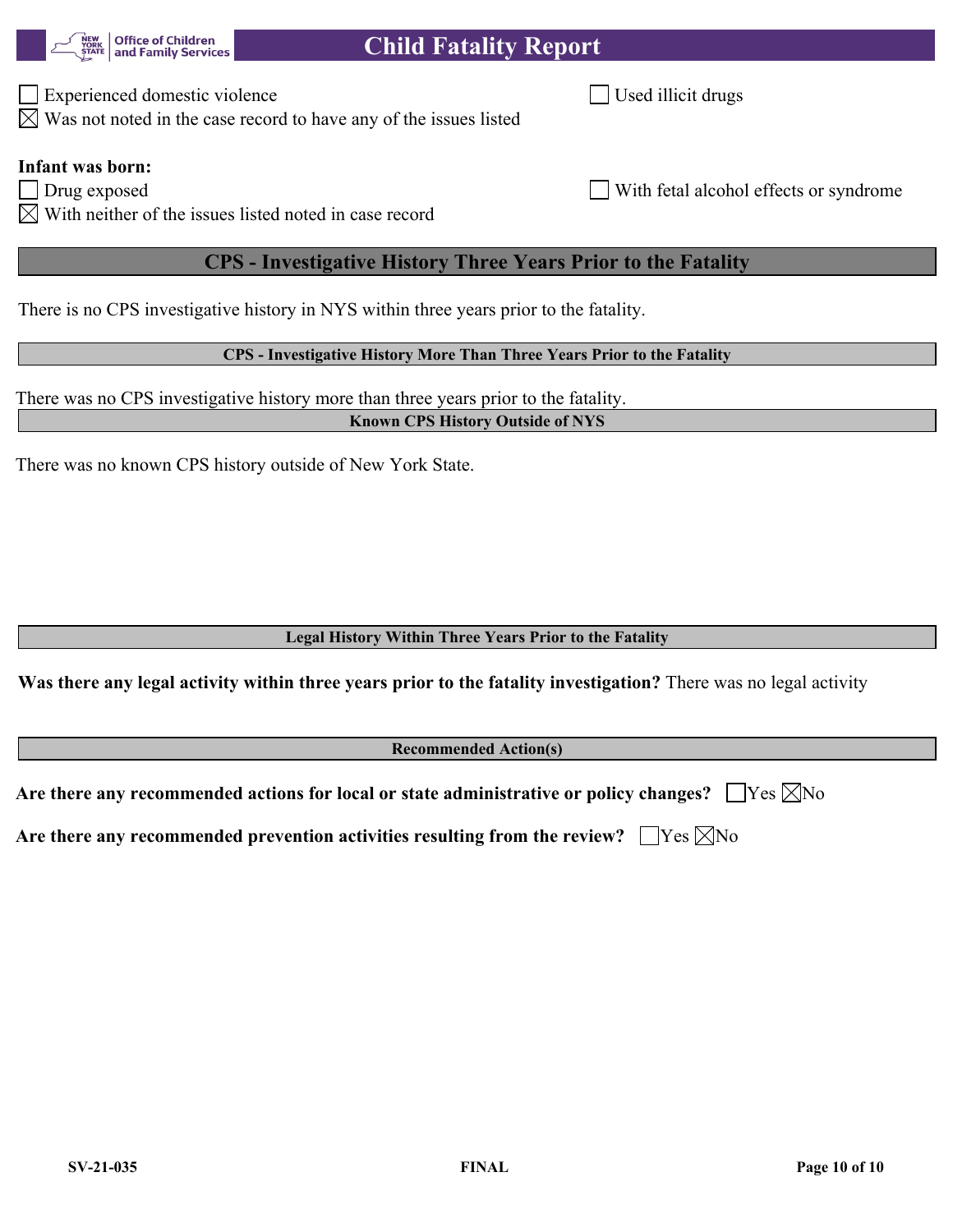- [ ] Experienced domestic violence
- [ ] Used illicit drugs
- [x] Was not noted in the case record to have any of the issues listed

**Infant was born:**

- [ ] Drug exposed
- [ ] With fetal alcohol effects or syndrome
- [x] With neither of the issues listed noted in case record

## CPS - Investigative History Three Years Prior to the Fatality

There is no CPS investigative history in NYS within three years prior to the fatality.

### CPS - Investigative History More Than Three Years Prior to the Fatality

There was no CPS investigative history more than three years prior to the fatality.

### Known CPS History Outside of NYS

There was no known CPS history outside of New York State.

### Legal History Within Three Years Prior to the Fatality

**Was there any legal activity within three years prior to the fatality investigation?** There was no legal activity

### Recommended Action(s)

**Are there any recommended actions for local or state administrative or policy changes?** ☐ Yes ☒ No

**Are there any recommended prevention activities resulting from the review?** ☐ Yes ☒ No